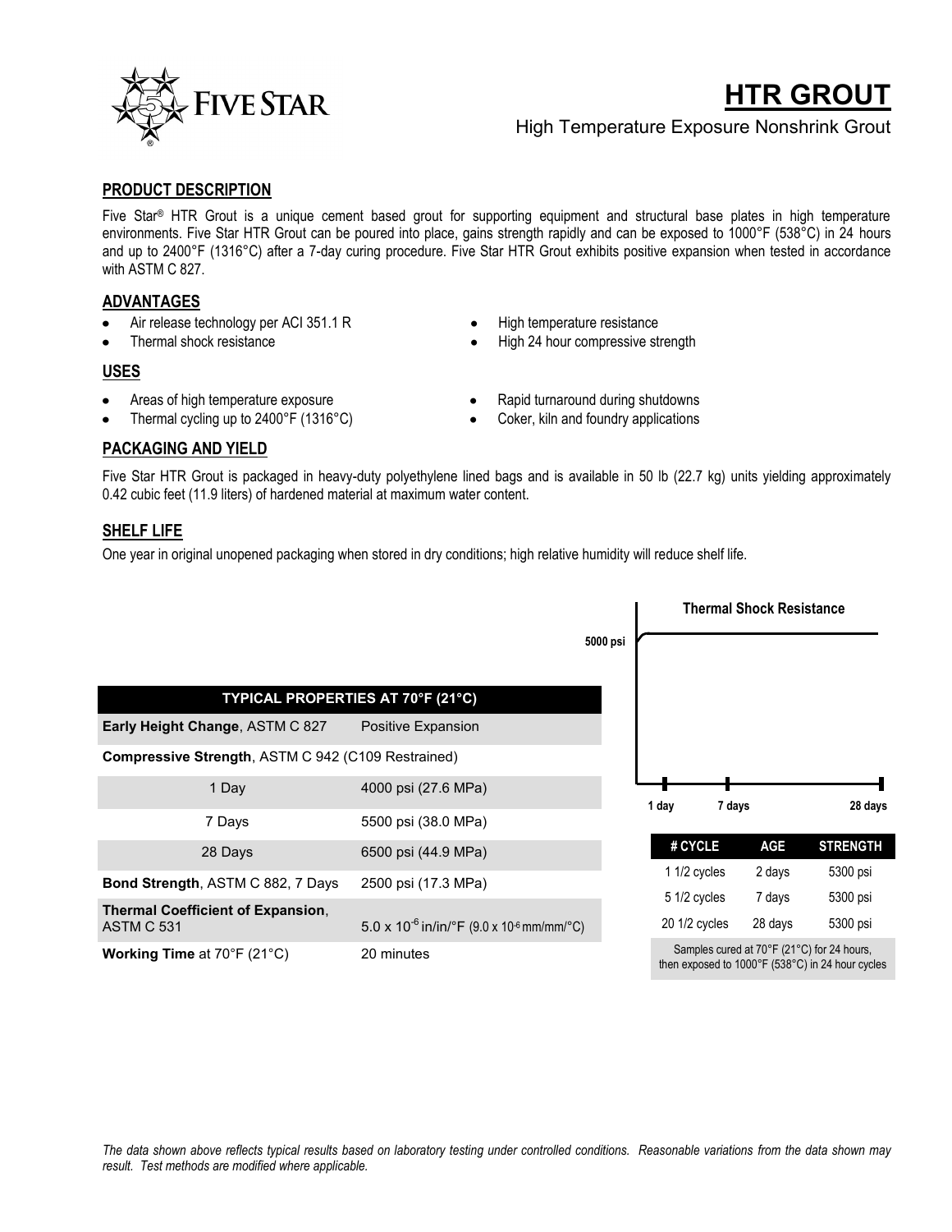# HTR GROUT

High Temperature Exposure Nonshrink Grout

## PRODUCT DESCRIPTION

Five Star® HTR Grout is a unique cement based grout for supporting equipment and structural base plates in high temperature environments. Five Star HTR Grout can be poured into place, gains strength rapidly and can be exposed to 1000°F (538°C) in 24 hours and up to 2400°F (1316°C) after a 7-day curing procedure. Five Star HTR Grout exhibits positive expansion when tested in accordance with ASTM C 827.

## ADVANTAGES

- Air release technology per ACI 351.1 R
- Thermal shock resistance
- High temperature resistance
- High 24 hour compressive strength

## USES

- Areas of high temperature exposure
- Thermal cycling up to 2400°F (1316°C)
- Rapid turnaround during shutdowns
- Coker, kiln and foundry applications

## PACKAGING AND YIELD

Five Star HTR Grout is packaged in heavy-duty polyethylene lined bags and is available in 50 lb (22.7 kg) units yielding approximately 0.42 cubic feet (11.9 liters) of hardened material at maximum water content.

## SHELF LIFE

One year in original unopened packaging when stored in dry conditions; high relative humidity will reduce shelf life.

| TYPICAL PROPERTIES AT 70°F (21°C) | |
|---|---|
| **Early Height Change**, ASTM C 827 | Positive Expansion |
| **Compressive Strength**, ASTM C 942 (C109 Restrained) | |
| 1 Day | 4000 psi (27.6 MPa) |
| 7 Days | 5500 psi (38.0 MPa) |
| 28 Days | 6500 psi (44.9 MPa) |
| **Bond Strength**, ASTM C 882, 7 Days | 2500 psi (17.3 MPa) |
| **Thermal Coefficient of Expansion**, ASTM C 531 | $5.0 \times 10^{-6}$ in/in/°F ($9.0 \times 10^{-6}$ mm/mm/°C) |
| **Working Time** at 70°F (21°C) | 20 minutes |

**Thermal Shock Resistance**

5000 psi

1 day 7 days 28 days

| # CYCLE | AGE | STRENGTH |
|---|---|---|
| 1 1/2 cycles | 2 days | 5300 psi |
| 5 1/2 cycles | 7 days | 5300 psi |
| 20 1/2 cycles | 28 days | 5300 psi |

Samples cured at 70°F (21°C) for 24 hours, then exposed to 1000°F (538°C) in 24 hour cycles

*The data shown above reflects typical results based on laboratory testing under controlled conditions. Reasonable variations from the data shown may result. Test methods are modified where applicable.*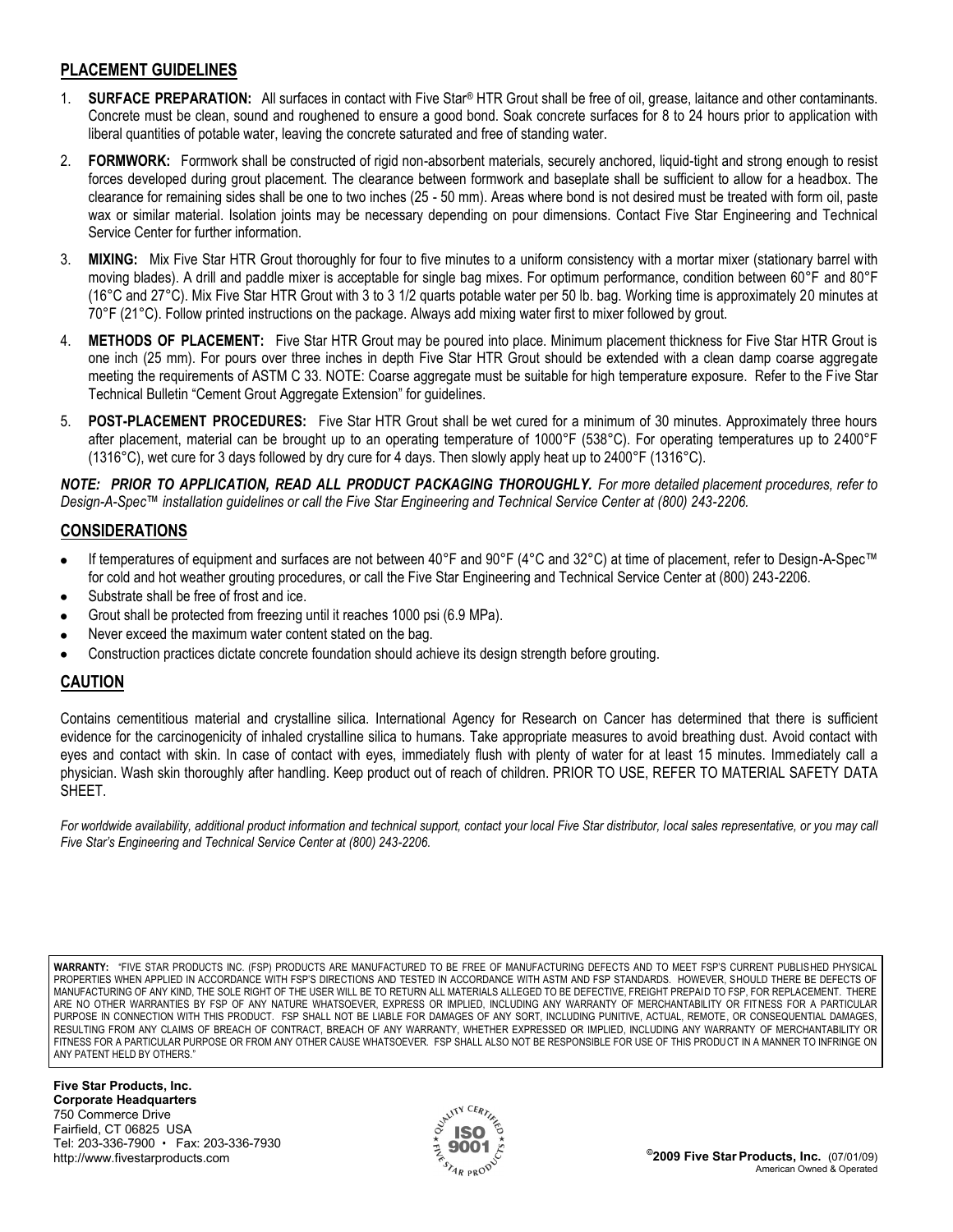## PLACEMENT GUIDELINES

1. **SURFACE PREPARATION:** All surfaces in contact with Five Star® HTR Grout shall be free of oil, grease, laitance and other contaminants. Concrete must be clean, sound and roughened to ensure a good bond. Soak concrete surfaces for 8 to 24 hours prior to application with liberal quantities of potable water, leaving the concrete saturated and free of standing water.

2. **FORMWORK:** Formwork shall be constructed of rigid non-absorbent materials, securely anchored, liquid-tight and strong enough to resist forces developed during grout placement. The clearance between formwork and baseplate shall be sufficient to allow for a headbox. The clearance for remaining sides shall be one to two inches (25 - 50 mm). Areas where bond is not desired must be treated with form oil, paste wax or similar material. Isolation joints may be necessary depending on pour dimensions. Contact Five Star Engineering and Technical Service Center for further information.

3. **MIXING:** Mix Five Star HTR Grout thoroughly for four to five minutes to a uniform consistency with a mortar mixer (stationary barrel with moving blades). A drill and paddle mixer is acceptable for single bag mixes. For optimum performance, condition between 60°F and 80°F (16°C and 27°C). Mix Five Star HTR Grout with 3 to 3 1/2 quarts potable water per 50 lb. bag. Working time is approximately 20 minutes at 70°F (21°C). Follow printed instructions on the package. Always add mixing water first to mixer followed by grout.

4. **METHODS OF PLACEMENT:** Five Star HTR Grout may be poured into place. Minimum placement thickness for Five Star HTR Grout is one inch (25 mm). For pours over three inches in depth Five Star HTR Grout should be extended with a clean damp coarse aggregate meeting the requirements of ASTM C 33. NOTE: Coarse aggregate must be suitable for high temperature exposure. Refer to the Five Star Technical Bulletin "Cement Grout Aggregate Extension" for guidelines.

5. **POST-PLACEMENT PROCEDURES:** Five Star HTR Grout shall be wet cured for a minimum of 30 minutes. Approximately three hours after placement, material can be brought up to an operating temperature of 1000°F (538°C). For operating temperatures up to 2400°F (1316°C), wet cure for 3 days followed by dry cure for 4 days. Then slowly apply heat up to 2400°F (1316°C).

***NOTE: PRIOR TO APPLICATION, READ ALL PRODUCT PACKAGING THOROUGHLY.*** *For more detailed placement procedures, refer to Design-A-Spec™ installation guidelines or call the Five Star Engineering and Technical Service Center at (800) 243-2206.*

## CONSIDERATIONS

- If temperatures of equipment and surfaces are not between 40°F and 90°F (4°C and 32°C) at time of placement, refer to Design-A-Spec™ for cold and hot weather grouting procedures, or call the Five Star Engineering and Technical Service Center at (800) 243-2206.
- Substrate shall be free of frost and ice.
- Grout shall be protected from freezing until it reaches 1000 psi (6.9 MPa).
- Never exceed the maximum water content stated on the bag.
- Construction practices dictate concrete foundation should achieve its design strength before grouting.

## CAUTION

Contains cementitious material and crystalline silica. International Agency for Research on Cancer has determined that there is sufficient evidence for the carcinogenicity of inhaled crystalline silica to humans. Take appropriate measures to avoid breathing dust. Avoid contact with eyes and contact with skin. In case of contact with eyes, immediately flush with plenty of water for at least 15 minutes. Immediately call a physician. Wash skin thoroughly after handling. Keep product out of reach of children. PRIOR TO USE, REFER TO MATERIAL SAFETY DATA SHEET.

*For worldwide availability, additional product information and technical support, contact your local Five Star distributor, local sales representative, or you may call Five Star's Engineering and Technical Service Center at (800) 243-2206.*

**WARRANTY:** "FIVE STAR PRODUCTS INC. (FSP) PRODUCTS ARE MANUFACTURED TO BE FREE OF MANUFACTURING DEFECTS AND TO MEET FSP'S CURRENT PUBLISHED PHYSICAL PROPERTIES WHEN APPLIED IN ACCORDANCE WITH FSP'S DIRECTIONS AND TESTED IN ACCORDANCE WITH ASTM AND FSP STANDARDS. HOWEVER, SHOULD THERE BE DEFECTS OF MANUFACTURING OF ANY KIND, THE SOLE RIGHT OF THE USER WILL BE TO RETURN ALL MATERIALS ALLEGED TO BE DEFECTIVE, FREIGHT PREPAID TO FSP, FOR REPLACEMENT. THERE ARE NO OTHER WARRANTIES BY FSP OF ANY NATURE WHATSOEVER, EXPRESS OR IMPLIED, INCLUDING ANY WARRANTY OF MERCHANTABILITY OR FITNESS FOR A PARTICULAR PURPOSE IN CONNECTION WITH THIS PRODUCT. FSP SHALL NOT BE LIABLE FOR DAMAGES OF ANY SORT, INCLUDING PUNITIVE, ACTUAL, REMOTE, OR CONSEQUENTIAL DAMAGES, RESULTING FROM ANY CLAIMS OF BREACH OF CONTRACT, BREACH OF ANY WARRANTY, WHETHER EXPRESSED OR IMPLIED, INCLUDING ANY WARRANTY OF MERCHANTABILITY OR FITNESS FOR A PARTICULAR PURPOSE OR FROM ANY OTHER CAUSE WHATSOEVER. FSP SHALL ALSO NOT BE RESPONSIBLE FOR USE OF THIS PRODUCT IN A MANNER TO INFRINGE ON ANY PATENT HELD BY OTHERS."

**Five Star Products, Inc.**
**Corporate Headquarters**
750 Commerce Drive
Fairfield, CT 06825 USA
Tel: 203-336-7900 • Fax: 203-336-7930
http://www.fivestarproducts.com

QUALITY CERTIFIED ISO 9001 FIVE STAR PRODUCTS

**©2009 Five Star Products, Inc.** (07/01/09)
American Owned & Operated